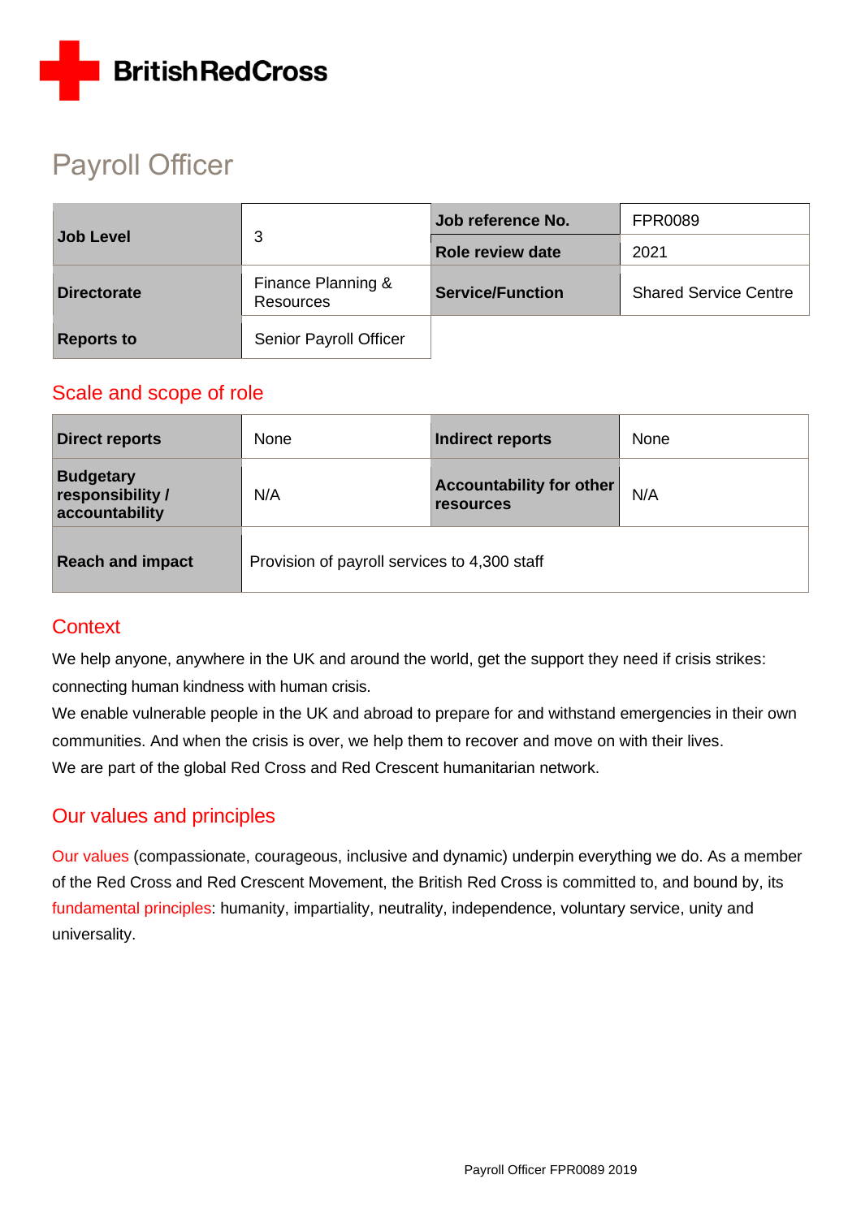British Red Cross

# Payroll Officer

| Job Level | 3 | Job reference No. | FPR0089 |
|---|---|---|---|
| | | Role review date | 2021 |
| Directorate | Finance Planning & Resources | Service/Function | Shared Service Centre |
| Reports to | Senior Payroll Officer | | |

## Scale and scope of role

| Direct reports | None | Indirect reports | None |
|---|---|---|---|
| Budgetary responsibility / accountability | N/A | Accountability for other resources | N/A |
| Reach and impact | Provision of payroll services to 4,300 staff | | |

## Context

We help anyone, anywhere in the UK and around the world, get the support they need if crisis strikes: connecting human kindness with human crisis.

We enable vulnerable people in the UK and abroad to prepare for and withstand emergencies in their own communities. And when the crisis is over, we help them to recover and move on with their lives.

We are part of the global Red Cross and Red Crescent humanitarian network.

## Our values and principles

Our values (compassionate, courageous, inclusive and dynamic) underpin everything we do. As a member of the Red Cross and Red Crescent Movement, the British Red Cross is committed to, and bound by, its fundamental principles: humanity, impartiality, neutrality, independence, voluntary service, unity and universality.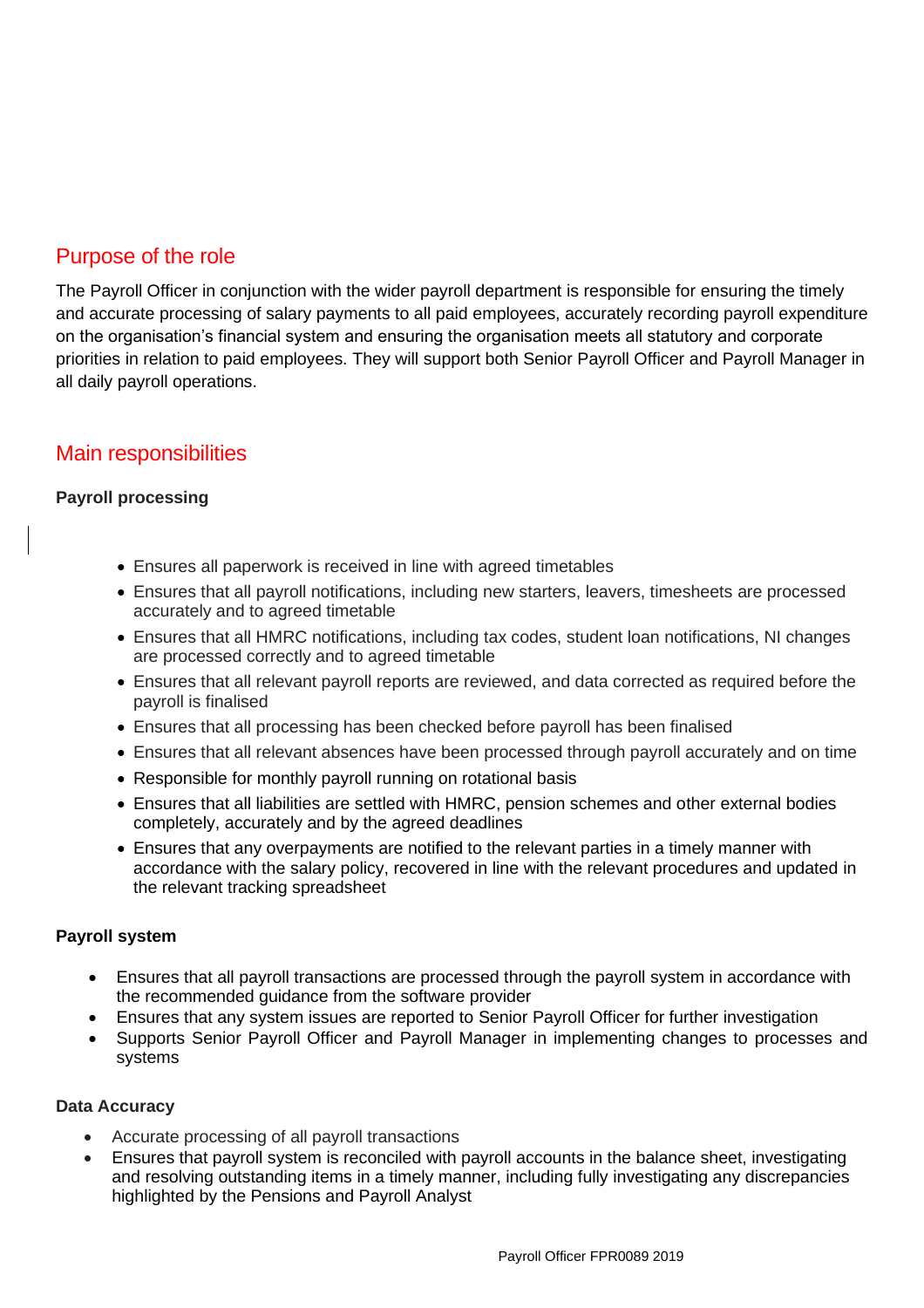## Purpose of the role

The Payroll Officer in conjunction with the wider payroll department is responsible for ensuring the timely and accurate processing of salary payments to all paid employees, accurately recording payroll expenditure on the organisation's financial system and ensuring the organisation meets all statutory and corporate priorities in relation to paid employees. They will support both Senior Payroll Officer and Payroll Manager in all daily payroll operations.

## Main responsibilities

**Payroll processing**

- Ensures all paperwork is received in line with agreed timetables
- Ensures that all payroll notifications, including new starters, leavers, timesheets are processed accurately and to agreed timetable
- Ensures that all HMRC notifications, including tax codes, student loan notifications, NI changes are processed correctly and to agreed timetable
- Ensures that all relevant payroll reports are reviewed, and data corrected as required before the payroll is finalised
- Ensures that all processing has been checked before payroll has been finalised
- Ensures that all relevant absences have been processed through payroll accurately and on time
- Responsible for monthly payroll running on rotational basis
- Ensures that all liabilities are settled with HMRC, pension schemes and other external bodies completely, accurately and by the agreed deadlines
- Ensures that any overpayments are notified to the relevant parties in a timely manner with accordance with the salary policy, recovered in line with the relevant procedures and updated in the relevant tracking spreadsheet

**Payroll system**

- Ensures that all payroll transactions are processed through the payroll system in accordance with the recommended guidance from the software provider
- Ensures that any system issues are reported to Senior Payroll Officer for further investigation
- Supports Senior Payroll Officer and Payroll Manager in implementing changes to processes and systems

**Data Accuracy**

- Accurate processing of all payroll transactions
- Ensures that payroll system is reconciled with payroll accounts in the balance sheet, investigating and resolving outstanding items in a timely manner, including fully investigating any discrepancies highlighted by the Pensions and Payroll Analyst

Payroll Officer FPR0089 2019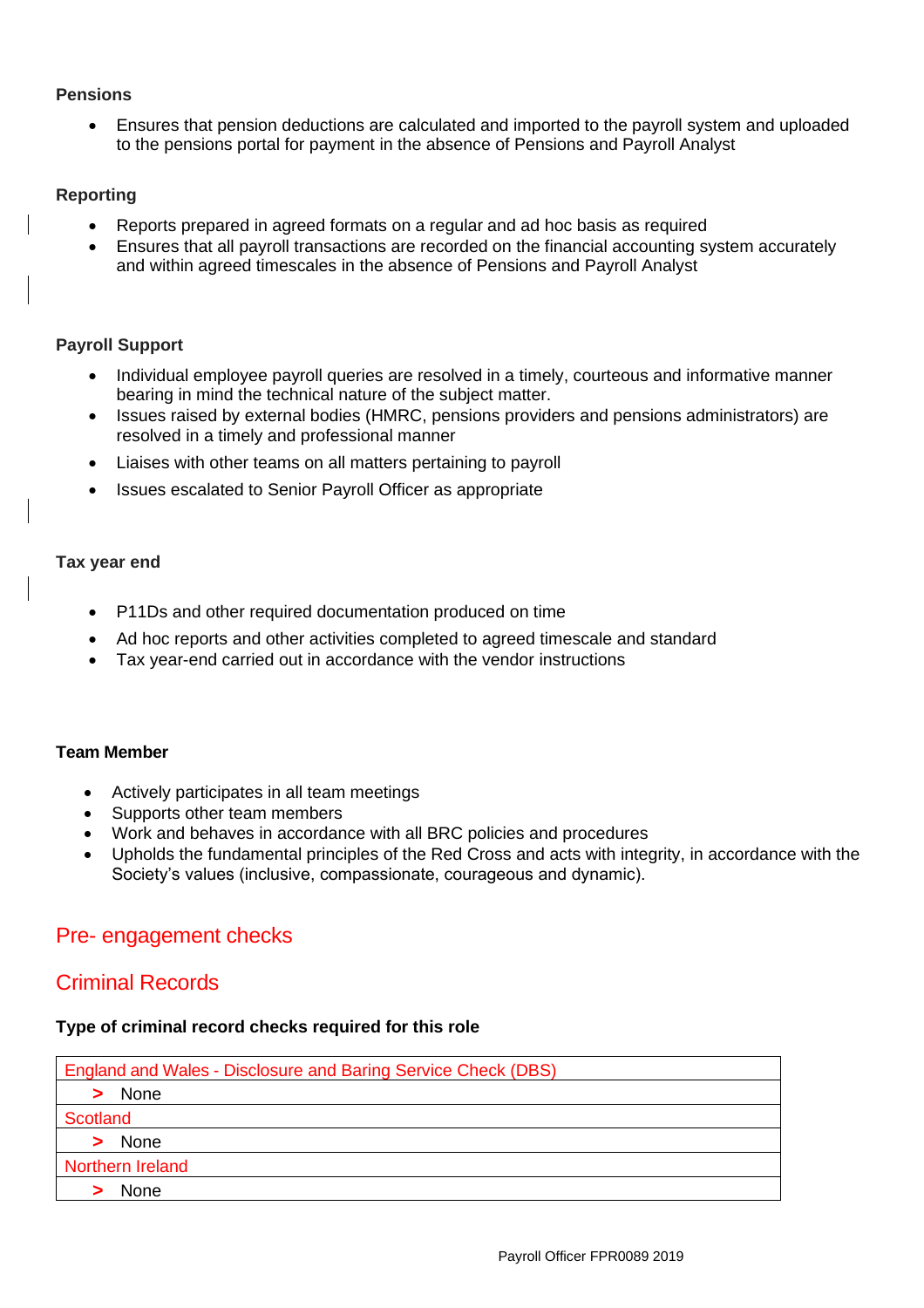**Pensions**

- Ensures that pension deductions are calculated and imported to the payroll system and uploaded to the pensions portal for payment in the absence of Pensions and Payroll Analyst

**Reporting**

- Reports prepared in agreed formats on a regular and ad hoc basis as required
- Ensures that all payroll transactions are recorded on the financial accounting system accurately and within agreed timescales in the absence of Pensions and Payroll Analyst

**Payroll Support**

- Individual employee payroll queries are resolved in a timely, courteous and informative manner bearing in mind the technical nature of the subject matter.
- Issues raised by external bodies (HMRC, pensions providers and pensions administrators) are resolved in a timely and professional manner
- Liaises with other teams on all matters pertaining to payroll
- Issues escalated to Senior Payroll Officer as appropriate

**Tax year end**

- P11Ds and other required documentation produced on time
- Ad hoc reports and other activities completed to agreed timescale and standard
- Tax year-end carried out in accordance with the vendor instructions

**Team Member**

- Actively participates in all team meetings
- Supports other team members
- Work and behaves in accordance with all BRC policies and procedures
- Upholds the fundamental principles of the Red Cross and acts with integrity, in accordance with the Society's values (inclusive, compassionate, courageous and dynamic).

## Pre- engagement checks

## Criminal Records

**Type of criminal record checks required for this role**

| England and Wales - Disclosure and Baring Service Check (DBS) |
|---|
| > None |
| Scotland |
| > None |
| Northern Ireland |
| > None |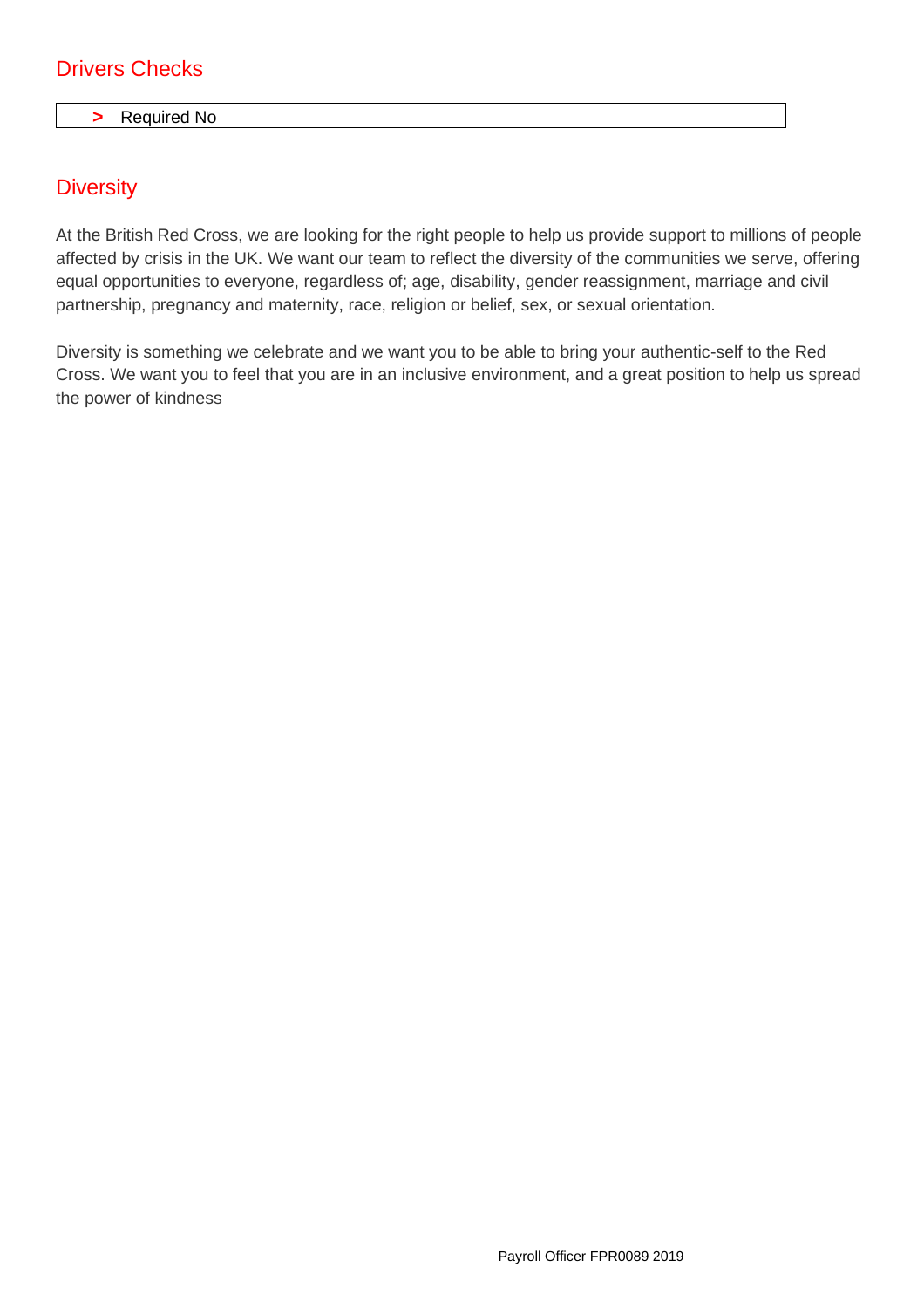## Drivers Checks

> Required No

## Diversity

At the British Red Cross, we are looking for the right people to help us provide support to millions of people affected by crisis in the UK. We want our team to reflect the diversity of the communities we serve, offering equal opportunities to everyone, regardless of; age, disability, gender reassignment, marriage and civil partnership, pregnancy and maternity, race, religion or belief, sex, or sexual orientation.

Diversity is something we celebrate and we want you to be able to bring your authentic-self to the Red Cross. We want you to feel that you are in an inclusive environment, and a great position to help us spread the power of kindness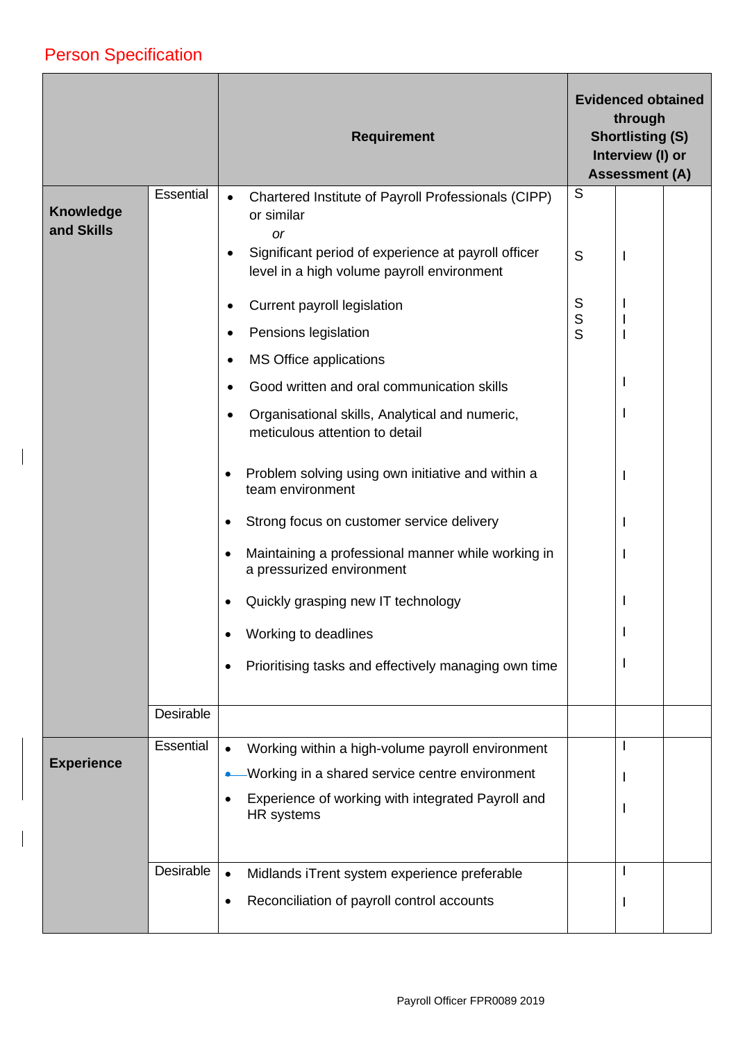## Person Specification

| | | Requirement | Evidenced obtained through Shortlisting (S) Interview (I) or Assessment (A) | | |
|---|---|---|---|---|---|
| **Knowledge and Skills** | Essential | Chartered Institute of Payroll Professionals (CIPP) or similar *or* | S | | |
| | | Significant period of experience at payroll officer level in a high volume payroll environment | S | I | |
| | | Current payroll legislation | S | I | |
| | | Pensions legislation | S | I | |
| | | MS Office applications | S | I | |
| | | Good written and oral communication skills | | I | |
| | | Organisational skills, Analytical and numeric, meticulous attention to detail | | I | |
| | | Problem solving using own initiative and within a team environment | | I | |
| | | Strong focus on customer service delivery | | I | |
| | | Maintaining a professional manner while working in a pressurized environment | | I | |
| | | Quickly grasping new IT technology | | I | |
| | | Working to deadlines | | I | |
| | | Prioritising tasks and effectively managing own time | | I | |
| | Desirable | | | | |
| **Experience** | Essential | Working within a high-volume payroll environment | | I | |
| | | Working in a shared service centre environment | | I | |
| | | Experience of working with integrated Payroll and HR systems | | I | |
| | Desirable | Midlands iTrent system experience preferable | | I | |
| | | Reconciliation of payroll control accounts | | I | |

Payroll Officer FPR0089 2019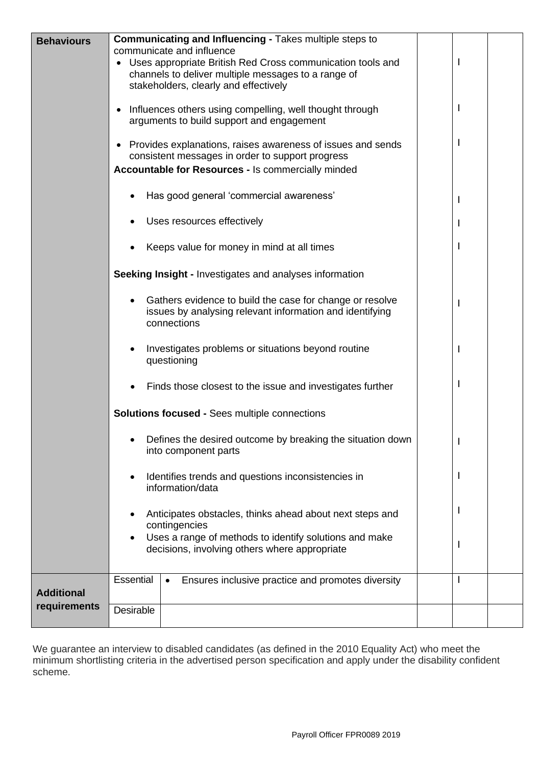| | | | | |
|---|---|---|---|---|
| **Behaviours** | **Communicating and Influencing -** Takes multiple steps to communicate and influence<br>• Uses appropriate British Red Cross communication tools and channels to deliver multiple messages to a range of stakeholders, clearly and effectively<br>• Influences others using compelling, well thought through arguments to build support and engagement<br>• Provides explanations, raises awareness of issues and sends consistent messages in order to support progress<br>**Accountable for Resources -** Is commercially minded<br>• Has good general 'commercial awareness'<br>• Uses resources effectively<br>• Keeps value for money in mind at all times<br>**Seeking Insight -** Investigates and analyses information<br>• Gathers evidence to build the case for change or resolve issues by analysing relevant information and identifying connections<br>• Investigates problems or situations beyond routine questioning<br>• Finds those closest to the issue and investigates further<br>**Solutions focused -** Sees multiple connections<br>• Defines the desired outcome by breaking the situation down into component parts<br>• Identifies trends and questions inconsistencies in information/data<br>• Anticipates obstacles, thinks ahead about next steps and contingencies<br>• Uses a range of methods to identify solutions and make decisions, involving others where appropriate | | I<br>I<br>I<br>I<br>I<br>I<br>I<br>I<br>I<br>I<br>I<br>I<br>I | |
| **Additional requirements** | Essential: • Ensures inclusive practice and promotes diversity | | I | |
| | Desirable: | | | |

We guarantee an interview to disabled candidates (as defined in the 2010 Equality Act) who meet the minimum shortlisting criteria in the advertised person specification and apply under the disability confident scheme.

Payroll Officer FPR0089 2019